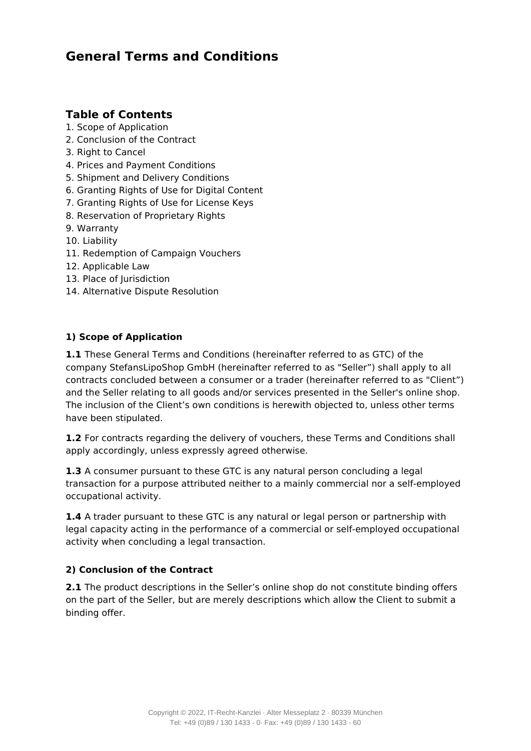# General Terms and Conditions

## Table of Contents

1. Scope of Application
2. Conclusion of the Contract
3. Right to Cancel
4. Prices and Payment Conditions
5. Shipment and Delivery Conditions
6. Granting Rights of Use for Digital Content
7. Granting Rights of Use for License Keys
8. Reservation of Proprietary Rights
9. Warranty
10. Liability
11. Redemption of Campaign Vouchers
12. Applicable Law
13. Place of Jurisdiction
14. Alternative Dispute Resolution

### 1) Scope of Application

**1.1** These General Terms and Conditions (hereinafter referred to as GTC) of the company StefansLipoShop GmbH (hereinafter referred to as "Seller") shall apply to all contracts concluded between a consumer or a trader (hereinafter referred to as "Client") and the Seller relating to all goods and/or services presented in the Seller's online shop. The inclusion of the Client's own conditions is herewith objected to, unless other terms have been stipulated.

**1.2** For contracts regarding the delivery of vouchers, these Terms and Conditions shall apply accordingly, unless expressly agreed otherwise.

**1.3** A consumer pursuant to these GTC is any natural person concluding a legal transaction for a purpose attributed neither to a mainly commercial nor a self-employed occupational activity.

**1.4** A trader pursuant to these GTC is any natural or legal person or partnership with legal capacity acting in the performance of a commercial or self-employed occupational activity when concluding a legal transaction.

### 2) Conclusion of the Contract

**2.1** The product descriptions in the Seller's online shop do not constitute binding offers on the part of the Seller, but are merely descriptions which allow the Client to submit a binding offer.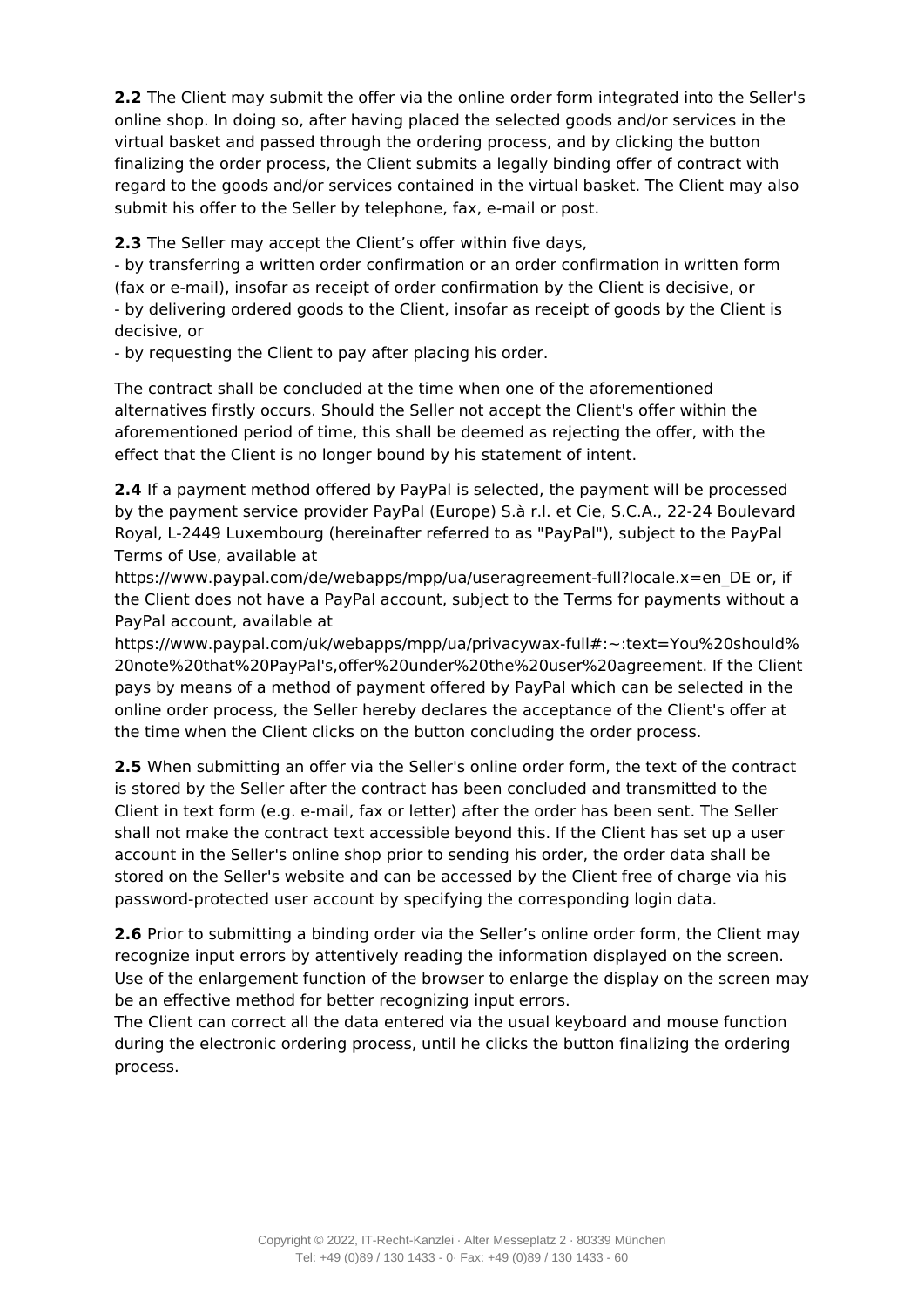**2.2** The Client may submit the offer via the online order form integrated into the Seller's online shop. In doing so, after having placed the selected goods and/or services in the virtual basket and passed through the ordering process, and by clicking the button finalizing the order process, the Client submits a legally binding offer of contract with regard to the goods and/or services contained in the virtual basket. The Client may also submit his offer to the Seller by telephone, fax, e-mail or post.

**2.3** The Seller may accept the Client's offer within five days,
- by transferring a written order confirmation or an order confirmation in written form (fax or e-mail), insofar as receipt of order confirmation by the Client is decisive, or
- by delivering ordered goods to the Client, insofar as receipt of goods by the Client is decisive, or
- by requesting the Client to pay after placing his order.

The contract shall be concluded at the time when one of the aforementioned alternatives firstly occurs. Should the Seller not accept the Client's offer within the aforementioned period of time, this shall be deemed as rejecting the offer, with the effect that the Client is no longer bound by his statement of intent.

**2.4** If a payment method offered by PayPal is selected, the payment will be processed by the payment service provider PayPal (Europe) S.à r.l. et Cie, S.C.A., 22-24 Boulevard Royal, L-2449 Luxembourg (hereinafter referred to as "PayPal"), subject to the PayPal Terms of Use, available at https://www.paypal.com/de/webapps/mpp/ua/useragreement-full?locale.x=en_DE or, if the Client does not have a PayPal account, subject to the Terms for payments without a PayPal account, available at https://www.paypal.com/uk/webapps/mpp/ua/privacywax-full#:~:text=You%20should%20note%20that%20PayPal's,offer%20under%20the%20user%20agreement. If the Client pays by means of a method of payment offered by PayPal which can be selected in the online order process, the Seller hereby declares the acceptance of the Client's offer at the time when the Client clicks on the button concluding the order process.

**2.5** When submitting an offer via the Seller's online order form, the text of the contract is stored by the Seller after the contract has been concluded and transmitted to the Client in text form (e.g. e-mail, fax or letter) after the order has been sent. The Seller shall not make the contract text accessible beyond this. If the Client has set up a user account in the Seller's online shop prior to sending his order, the order data shall be stored on the Seller's website and can be accessed by the Client free of charge via his password-protected user account by specifying the corresponding login data.

**2.6** Prior to submitting a binding order via the Seller's online order form, the Client may recognize input errors by attentively reading the information displayed on the screen. Use of the enlargement function of the browser to enlarge the display on the screen may be an effective method for better recognizing input errors.
The Client can correct all the data entered via the usual keyboard and mouse function during the electronic ordering process, until he clicks the button finalizing the ordering process.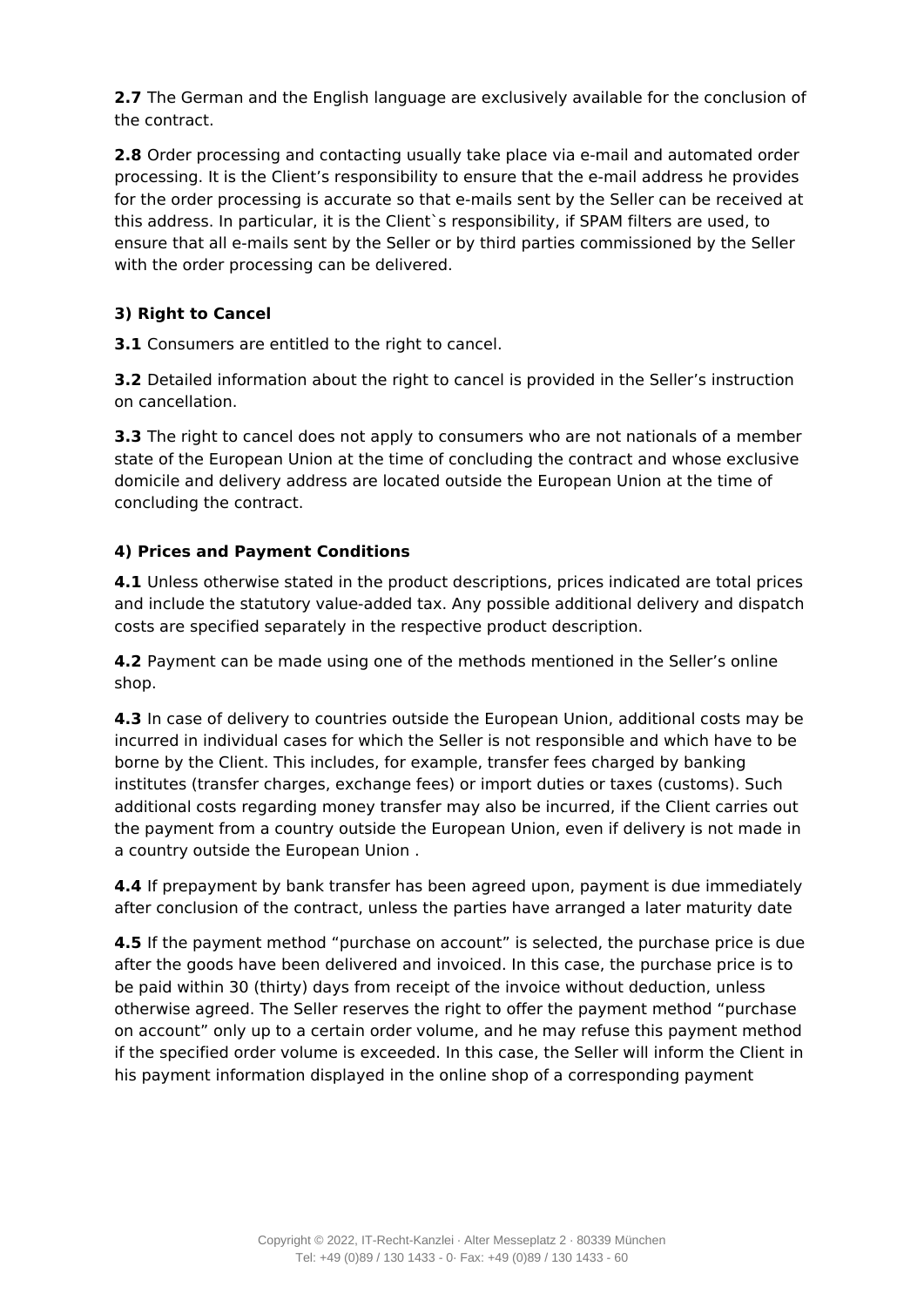**2.7** The German and the English language are exclusively available for the conclusion of the contract.

**2.8** Order processing and contacting usually take place via e-mail and automated order processing. It is the Client's responsibility to ensure that the e-mail address he provides for the order processing is accurate so that e-mails sent by the Seller can be received at this address. In particular, it is the Client`s responsibility, if SPAM filters are used, to ensure that all e-mails sent by the Seller or by third parties commissioned by the Seller with the order processing can be delivered.

### 3) Right to Cancel

**3.1** Consumers are entitled to the right to cancel.

**3.2** Detailed information about the right to cancel is provided in the Seller's instruction on cancellation.

**3.3** The right to cancel does not apply to consumers who are not nationals of a member state of the European Union at the time of concluding the contract and whose exclusive domicile and delivery address are located outside the European Union at the time of concluding the contract.

### 4) Prices and Payment Conditions

**4.1** Unless otherwise stated in the product descriptions, prices indicated are total prices and include the statutory value-added tax. Any possible additional delivery and dispatch costs are specified separately in the respective product description.

**4.2** Payment can be made using one of the methods mentioned in the Seller's online shop.

**4.3** In case of delivery to countries outside the European Union, additional costs may be incurred in individual cases for which the Seller is not responsible and which have to be borne by the Client. This includes, for example, transfer fees charged by banking institutes (transfer charges, exchange fees) or import duties or taxes (customs). Such additional costs regarding money transfer may also be incurred, if the Client carries out the payment from a country outside the European Union, even if delivery is not made in a country outside the European Union .

**4.4** If prepayment by bank transfer has been agreed upon, payment is due immediately after conclusion of the contract, unless the parties have arranged a later maturity date

**4.5** If the payment method "purchase on account" is selected, the purchase price is due after the goods have been delivered and invoiced. In this case, the purchase price is to be paid within 30 (thirty) days from receipt of the invoice without deduction, unless otherwise agreed. The Seller reserves the right to offer the payment method "purchase on account" only up to a certain order volume, and he may refuse this payment method if the specified order volume is exceeded. In this case, the Seller will inform the Client in his payment information displayed in the online shop of a corresponding payment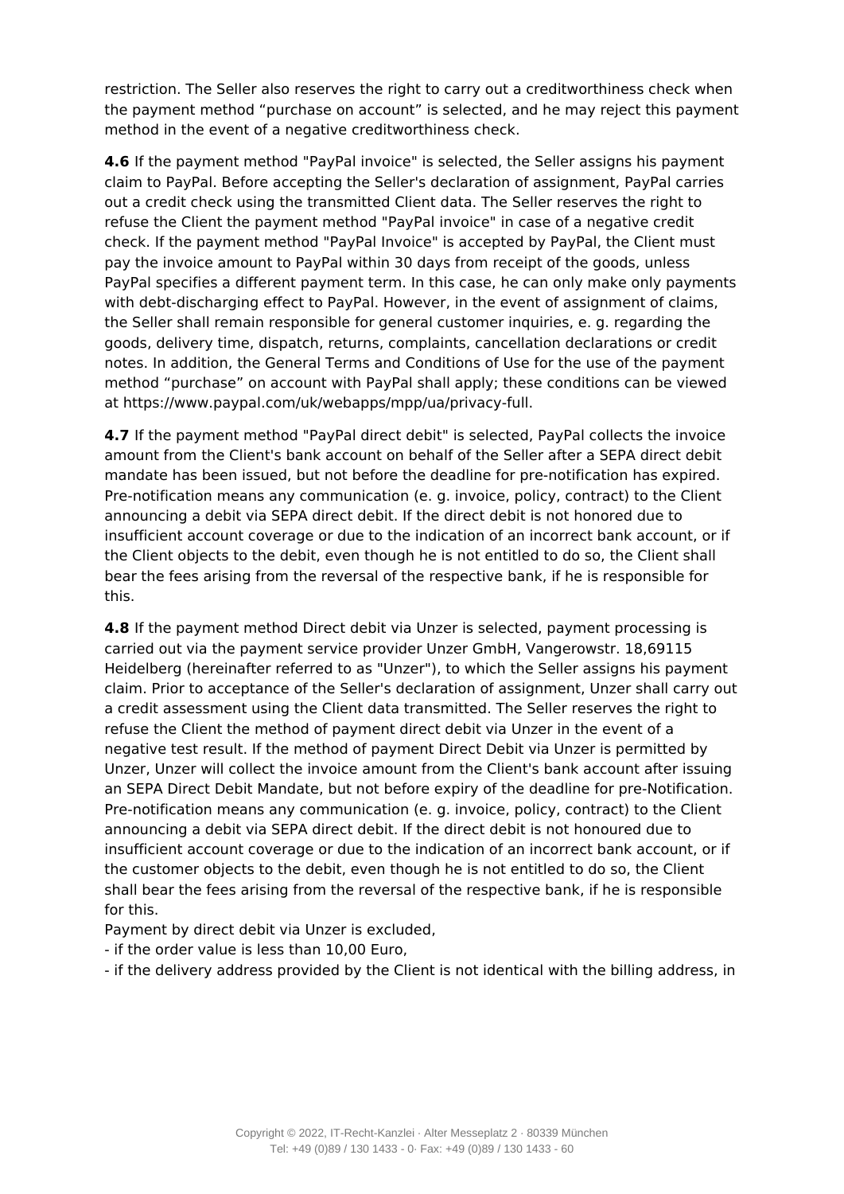restriction. The Seller also reserves the right to carry out a creditworthiness check when the payment method “purchase on account” is selected, and he may reject this payment method in the event of a negative creditworthiness check.

**4.6** If the payment method "PayPal invoice" is selected, the Seller assigns his payment claim to PayPal. Before accepting the Seller's declaration of assignment, PayPal carries out a credit check using the transmitted Client data. The Seller reserves the right to refuse the Client the payment method "PayPal invoice" in case of a negative credit check. If the payment method "PayPal Invoice" is accepted by PayPal, the Client must pay the invoice amount to PayPal within 30 days from receipt of the goods, unless PayPal specifies a different payment term. In this case, he can only make only payments with debt-discharging effect to PayPal. However, in the event of assignment of claims, the Seller shall remain responsible for general customer inquiries, e. g. regarding the goods, delivery time, dispatch, returns, complaints, cancellation declarations or credit notes. In addition, the General Terms and Conditions of Use for the use of the payment method “purchase” on account with PayPal shall apply; these conditions can be viewed at https://www.paypal.com/uk/webapps/mpp/ua/privacy-full.

**4.7** If the payment method "PayPal direct debit" is selected, PayPal collects the invoice amount from the Client's bank account on behalf of the Seller after a SEPA direct debit mandate has been issued, but not before the deadline for pre-notification has expired. Pre-notification means any communication (e. g. invoice, policy, contract) to the Client announcing a debit via SEPA direct debit. If the direct debit is not honored due to insufficient account coverage or due to the indication of an incorrect bank account, or if the Client objects to the debit, even though he is not entitled to do so, the Client shall bear the fees arising from the reversal of the respective bank, if he is responsible for this.

**4.8** If the payment method Direct debit via Unzer is selected, payment processing is carried out via the payment service provider Unzer GmbH, Vangerowstr. 18,69115 Heidelberg (hereinafter referred to as "Unzer"), to which the Seller assigns his payment claim. Prior to acceptance of the Seller's declaration of assignment, Unzer shall carry out a credit assessment using the Client data transmitted. The Seller reserves the right to refuse the Client the method of payment direct debit via Unzer in the event of a negative test result. If the method of payment Direct Debit via Unzer is permitted by Unzer, Unzer will collect the invoice amount from the Client's bank account after issuing an SEPA Direct Debit Mandate, but not before expiry of the deadline for pre-Notification. Pre-notification means any communication (e. g. invoice, policy, contract) to the Client announcing a debit via SEPA direct debit. If the direct debit is not honoured due to insufficient account coverage or due to the indication of an incorrect bank account, or if the customer objects to the debit, even though he is not entitled to do so, the Client shall bear the fees arising from the reversal of the respective bank, if he is responsible for this.
Payment by direct debit via Unzer is excluded,
- if the order value is less than 10,00 Euro,
- if the delivery address provided by the Client is not identical with the billing address, in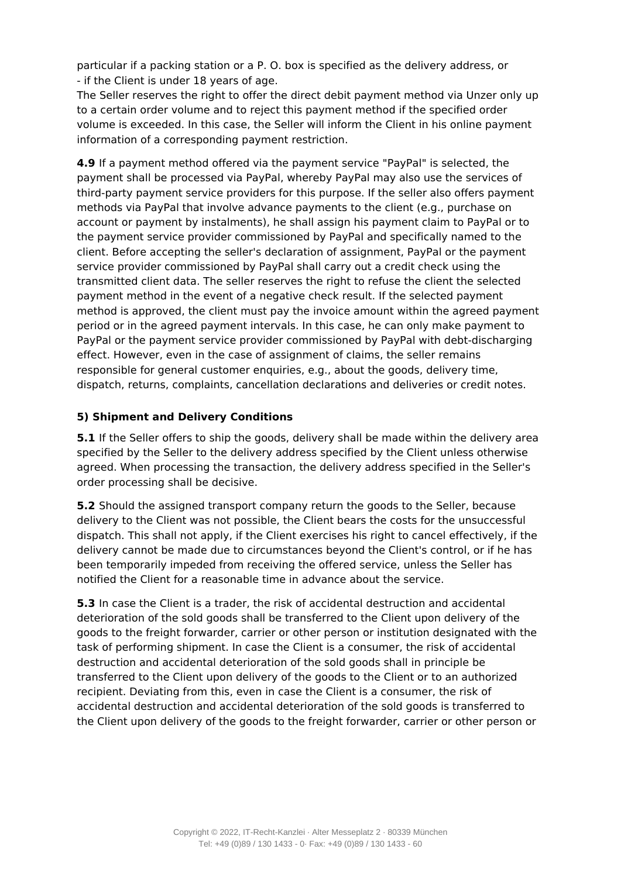particular if a packing station or a P. O. box is specified as the delivery address, or
- if the Client is under 18 years of age.

The Seller reserves the right to offer the direct debit payment method via Unzer only up to a certain order volume and to reject this payment method if the specified order volume is exceeded. In this case, the Seller will inform the Client in his online payment information of a corresponding payment restriction.

**4.9** If a payment method offered via the payment service "PayPal" is selected, the payment shall be processed via PayPal, whereby PayPal may also use the services of third-party payment service providers for this purpose. If the seller also offers payment methods via PayPal that involve advance payments to the client (e.g., purchase on account or payment by instalments), he shall assign his payment claim to PayPal or to the payment service provider commissioned by PayPal and specifically named to the client. Before accepting the seller's declaration of assignment, PayPal or the payment service provider commissioned by PayPal shall carry out a credit check using the transmitted client data. The seller reserves the right to refuse the client the selected payment method in the event of a negative check result. If the selected payment method is approved, the client must pay the invoice amount within the agreed payment period or in the agreed payment intervals. In this case, he can only make payment to PayPal or the payment service provider commissioned by PayPal with debt-discharging effect. However, even in the case of assignment of claims, the seller remains responsible for general customer enquiries, e.g., about the goods, delivery time, dispatch, returns, complaints, cancellation declarations and deliveries or credit notes.

**5) Shipment and Delivery Conditions**

**5.1** If the Seller offers to ship the goods, delivery shall be made within the delivery area specified by the Seller to the delivery address specified by the Client unless otherwise agreed. When processing the transaction, the delivery address specified in the Seller's order processing shall be decisive.

**5.2** Should the assigned transport company return the goods to the Seller, because delivery to the Client was not possible, the Client bears the costs for the unsuccessful dispatch. This shall not apply, if the Client exercises his right to cancel effectively, if the delivery cannot be made due to circumstances beyond the Client's control, or if he has been temporarily impeded from receiving the offered service, unless the Seller has notified the Client for a reasonable time in advance about the service.

**5.3** In case the Client is a trader, the risk of accidental destruction and accidental deterioration of the sold goods shall be transferred to the Client upon delivery of the goods to the freight forwarder, carrier or other person or institution designated with the task of performing shipment. In case the Client is a consumer, the risk of accidental destruction and accidental deterioration of the sold goods shall in principle be transferred to the Client upon delivery of the goods to the Client or to an authorized recipient. Deviating from this, even in case the Client is a consumer, the risk of accidental destruction and accidental deterioration of the sold goods is transferred to the Client upon delivery of the goods to the freight forwarder, carrier or other person or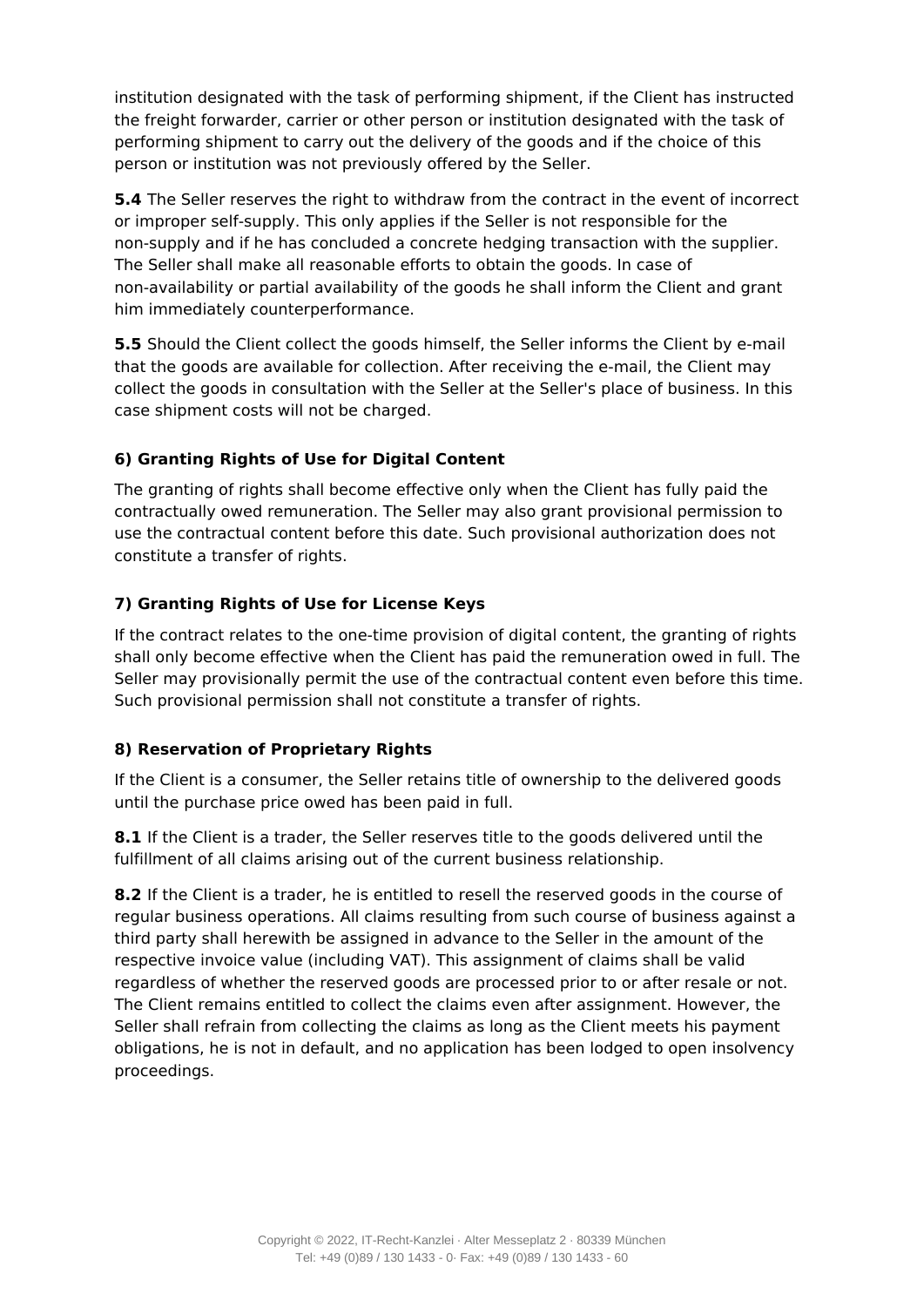institution designated with the task of performing shipment, if the Client has instructed the freight forwarder, carrier or other person or institution designated with the task of performing shipment to carry out the delivery of the goods and if the choice of this person or institution was not previously offered by the Seller.

**5.4** The Seller reserves the right to withdraw from the contract in the event of incorrect or improper self-supply. This only applies if the Seller is not responsible for the non-supply and if he has concluded a concrete hedging transaction with the supplier. The Seller shall make all reasonable efforts to obtain the goods. In case of non-availability or partial availability of the goods he shall inform the Client and grant him immediately counterperformance.

**5.5** Should the Client collect the goods himself, the Seller informs the Client by e-mail that the goods are available for collection. After receiving the e-mail, the Client may collect the goods in consultation with the Seller at the Seller's place of business. In this case shipment costs will not be charged.

### 6) Granting Rights of Use for Digital Content

The granting of rights shall become effective only when the Client has fully paid the contractually owed remuneration. The Seller may also grant provisional permission to use the contractual content before this date. Such provisional authorization does not constitute a transfer of rights.

### 7) Granting Rights of Use for License Keys

If the contract relates to the one-time provision of digital content, the granting of rights shall only become effective when the Client has paid the remuneration owed in full. The Seller may provisionally permit the use of the contractual content even before this time. Such provisional permission shall not constitute a transfer of rights.

### 8) Reservation of Proprietary Rights

If the Client is a consumer, the Seller retains title of ownership to the delivered goods until the purchase price owed has been paid in full.

**8.1** If the Client is a trader, the Seller reserves title to the goods delivered until the fulfillment of all claims arising out of the current business relationship.

**8.2** If the Client is a trader, he is entitled to resell the reserved goods in the course of regular business operations. All claims resulting from such course of business against a third party shall herewith be assigned in advance to the Seller in the amount of the respective invoice value (including VAT). This assignment of claims shall be valid regardless of whether the reserved goods are processed prior to or after resale or not. The Client remains entitled to collect the claims even after assignment. However, the Seller shall refrain from collecting the claims as long as the Client meets his payment obligations, he is not in default, and no application has been lodged to open insolvency proceedings.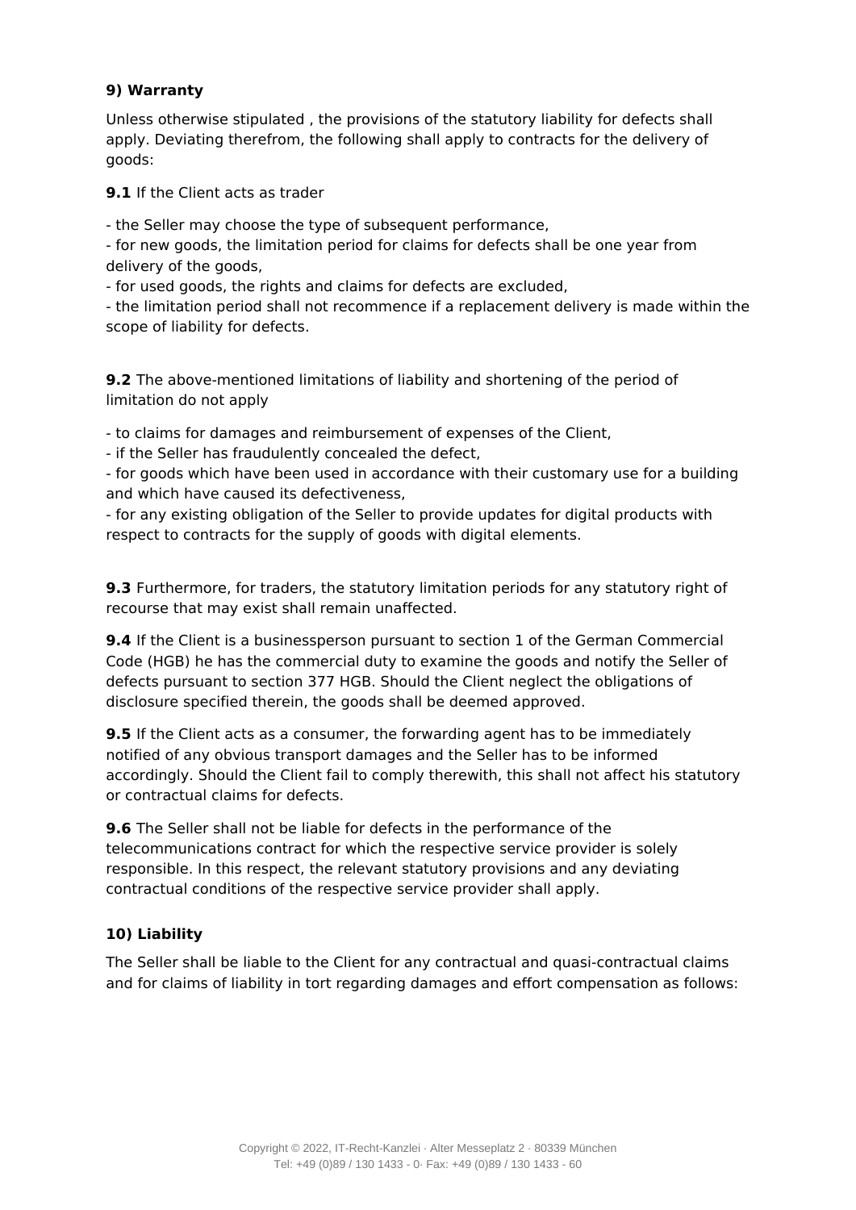**9) Warranty**

Unless otherwise stipulated , the provisions of the statutory liability for defects shall apply. Deviating therefrom, the following shall apply to contracts for the delivery of goods:

**9.1** If the Client acts as trader

- the Seller may choose the type of subsequent performance,
- for new goods, the limitation period for claims for defects shall be one year from delivery of the goods,
- for used goods, the rights and claims for defects are excluded,
- the limitation period shall not recommence if a replacement delivery is made within the scope of liability for defects.

**9.2** The above-mentioned limitations of liability and shortening of the period of limitation do not apply

- to claims for damages and reimbursement of expenses of the Client,
- if the Seller has fraudulently concealed the defect,
- for goods which have been used in accordance with their customary use for a building and which have caused its defectiveness,
- for any existing obligation of the Seller to provide updates for digital products with respect to contracts for the supply of goods with digital elements.

**9.3** Furthermore, for traders, the statutory limitation periods for any statutory right of recourse that may exist shall remain unaffected.

**9.4** If the Client is a businessperson pursuant to section 1 of the German Commercial Code (HGB) he has the commercial duty to examine the goods and notify the Seller of defects pursuant to section 377 HGB. Should the Client neglect the obligations of disclosure specified therein, the goods shall be deemed approved.

**9.5** If the Client acts as a consumer, the forwarding agent has to be immediately notified of any obvious transport damages and the Seller has to be informed accordingly. Should the Client fail to comply therewith, this shall not affect his statutory or contractual claims for defects.

**9.6** The Seller shall not be liable for defects in the performance of the telecommunications contract for which the respective service provider is solely responsible. In this respect, the relevant statutory provisions and any deviating contractual conditions of the respective service provider shall apply.

**10) Liability**

The Seller shall be liable to the Client for any contractual and quasi-contractual claims and for claims of liability in tort regarding damages and effort compensation as follows: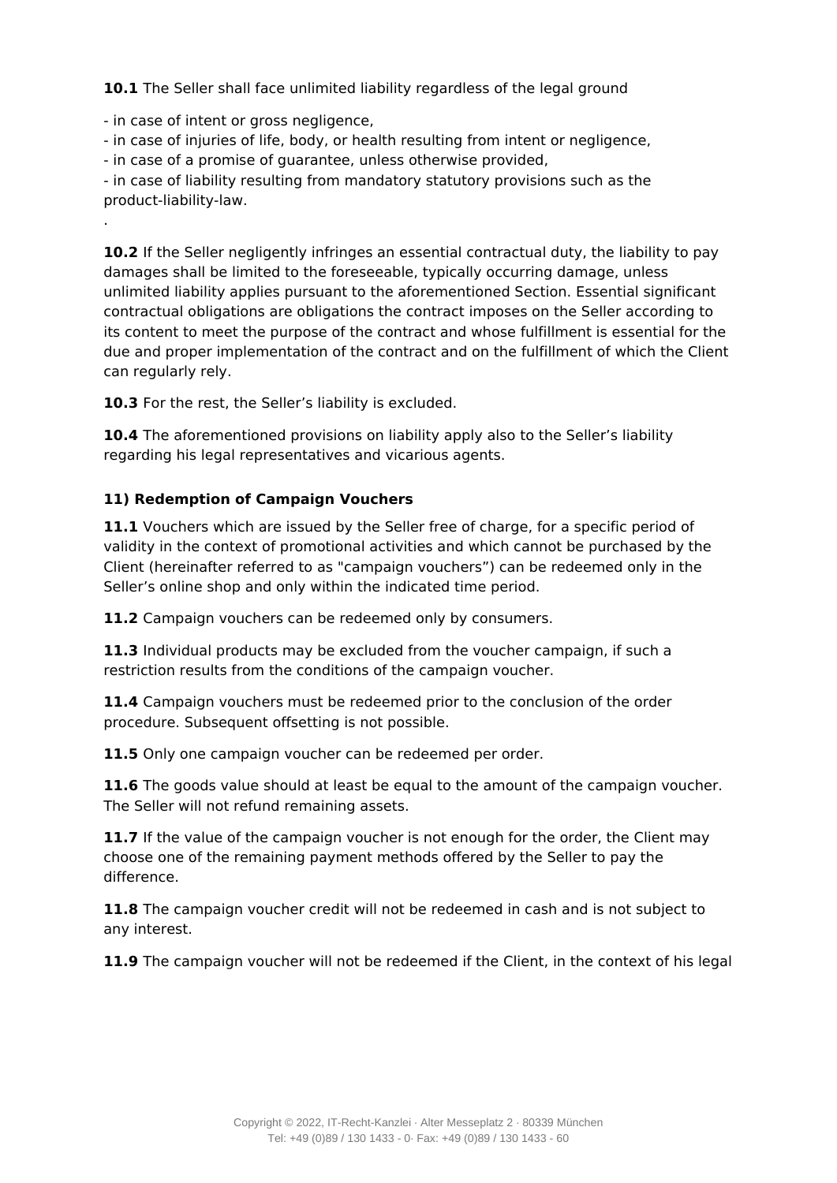**10.1** The Seller shall face unlimited liability regardless of the legal ground

- in case of intent or gross negligence,
- in case of injuries of life, body, or health resulting from intent or negligence,
- in case of a promise of guarantee, unless otherwise provided,
- in case of liability resulting from mandatory statutory provisions such as the product-liability-law.

.

**10.2** If the Seller negligently infringes an essential contractual duty, the liability to pay damages shall be limited to the foreseeable, typically occurring damage, unless unlimited liability applies pursuant to the aforementioned Section. Essential significant contractual obligations are obligations the contract imposes on the Seller according to its content to meet the purpose of the contract and whose fulfillment is essential for the due and proper implementation of the contract and on the fulfillment of which the Client can regularly rely.

**10.3** For the rest, the Seller's liability is excluded.

**10.4** The aforementioned provisions on liability apply also to the Seller's liability regarding his legal representatives and vicarious agents.

### 11) Redemption of Campaign Vouchers

**11.1** Vouchers which are issued by the Seller free of charge, for a specific period of validity in the context of promotional activities and which cannot be purchased by the Client (hereinafter referred to as "campaign vouchers") can be redeemed only in the Seller's online shop and only within the indicated time period.

**11.2** Campaign vouchers can be redeemed only by consumers.

**11.3** Individual products may be excluded from the voucher campaign, if such a restriction results from the conditions of the campaign voucher.

**11.4** Campaign vouchers must be redeemed prior to the conclusion of the order procedure. Subsequent offsetting is not possible.

**11.5** Only one campaign voucher can be redeemed per order.

**11.6** The goods value should at least be equal to the amount of the campaign voucher. The Seller will not refund remaining assets.

**11.7** If the value of the campaign voucher is not enough for the order, the Client may choose one of the remaining payment methods offered by the Seller to pay the difference.

**11.8** The campaign voucher credit will not be redeemed in cash and is not subject to any interest.

**11.9** The campaign voucher will not be redeemed if the Client, in the context of his legal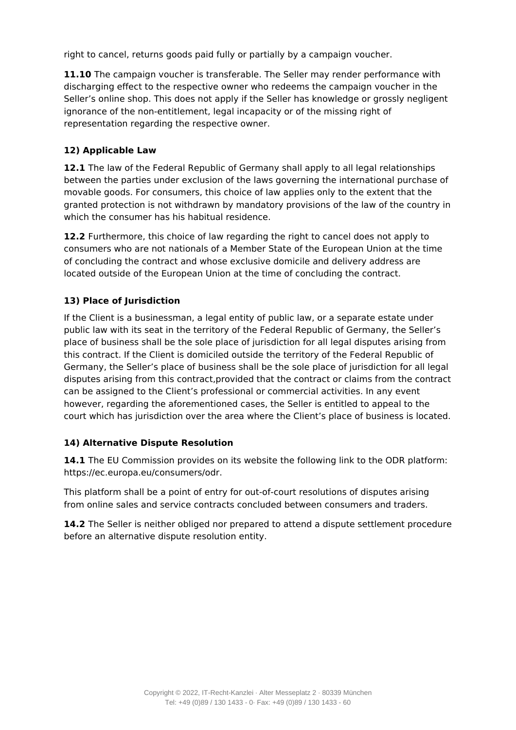right to cancel, returns goods paid fully or partially by a campaign voucher.

**11.10** The campaign voucher is transferable. The Seller may render performance with discharging effect to the respective owner who redeems the campaign voucher in the Seller’s online shop. This does not apply if the Seller has knowledge or grossly negligent ignorance of the non-entitlement, legal incapacity or of the missing right of representation regarding the respective owner.

### 12) Applicable Law

**12.1** The law of the Federal Republic of Germany shall apply to all legal relationships between the parties under exclusion of the laws governing the international purchase of movable goods. For consumers, this choice of law applies only to the extent that the granted protection is not withdrawn by mandatory provisions of the law of the country in which the consumer has his habitual residence.

**12.2** Furthermore, this choice of law regarding the right to cancel does not apply to consumers who are not nationals of a Member State of the European Union at the time of concluding the contract and whose exclusive domicile and delivery address are located outside of the European Union at the time of concluding the contract.

### 13) Place of Jurisdiction

If the Client is a businessman, a legal entity of public law, or a separate estate under public law with its seat in the territory of the Federal Republic of Germany, the Seller’s place of business shall be the sole place of jurisdiction for all legal disputes arising from this contract. If the Client is domiciled outside the territory of the Federal Republic of Germany, the Seller’s place of business shall be the sole place of jurisdiction for all legal disputes arising from this contract,provided that the contract or claims from the contract can be assigned to the Client’s professional or commercial activities. In any event however, regarding the aforementioned cases, the Seller is entitled to appeal to the court which has jurisdiction over the area where the Client’s place of business is located.

### 14) Alternative Dispute Resolution

**14.1** The EU Commission provides on its website the following link to the ODR platform: https://ec.europa.eu/consumers/odr.

This platform shall be a point of entry for out-of-court resolutions of disputes arising from online sales and service contracts concluded between consumers and traders.

**14.2** The Seller is neither obliged nor prepared to attend a dispute settlement procedure before an alternative dispute resolution entity.